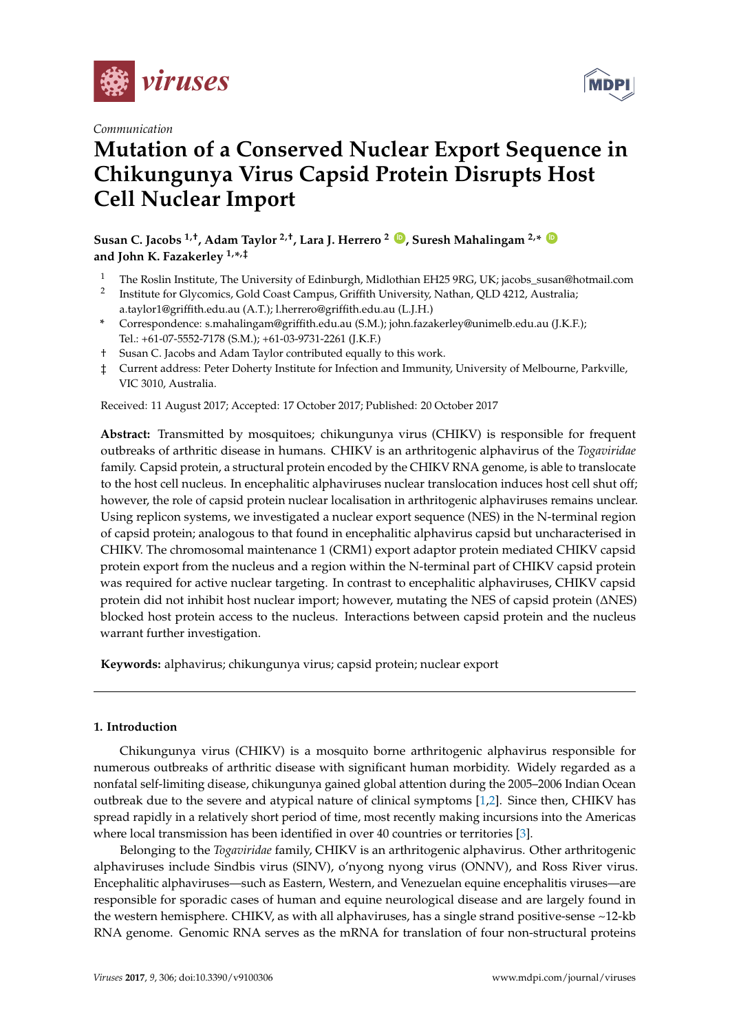*Communication*

# Mutation of a Conserved Nuclear Export Sequence in Chikungunya Virus Capsid Protein Disrupts Host Cell Nuclear Import

**Susan C. Jacobs [1,†], Adam Taylor [2,†], Lara J. Herrero [2], Suresh Mahalingam [2,*] and John K. Fazakerley [1,*,‡]**

1 The Roslin Institute, The University of Edinburgh, Midlothian EH25 9RG, UK; jacobs_susan@hotmail.com
2 Institute for Glycomics, Gold Coast Campus, Griffith University, Nathan, QLD 4212, Australia; a.taylor1@griffith.edu.au (A.T.); l.herrero@griffith.edu.au (L.J.H.)
\* Correspondence: s.mahalingam@griffith.edu.au (S.M.); john.fazakerley@unimelb.edu.au (J.K.F.); Tel.: +61-07-5552-7178 (S.M.); +61-03-9731-2261 (J.K.F.)
† Susan C. Jacobs and Adam Taylor contributed equally to this work.
‡ Current address: Peter Doherty Institute for Infection and Immunity, University of Melbourne, Parkville, VIC 3010, Australia.

Received: 11 August 2017; Accepted: 17 October 2017; Published: 20 October 2017

**Abstract:** Transmitted by mosquitoes; chikungunya virus (CHIKV) is responsible for frequent outbreaks of arthritic disease in humans. CHIKV is an arthritogenic alphavirus of the *Togaviridae* family. Capsid protein, a structural protein encoded by the CHIKV RNA genome, is able to translocate to the host cell nucleus. In encephalitic alphaviruses nuclear translocation induces host cell shut off; however, the role of capsid protein nuclear localisation in arthritogenic alphaviruses remains unclear. Using replicon systems, we investigated a nuclear export sequence (NES) in the N-terminal region of capsid protein; analogous to that found in encephalitic alphavirus capsid but uncharacterised in CHIKV. The chromosomal maintenance 1 (CRM1) export adaptor protein mediated CHIKV capsid protein export from the nucleus and a region within the N-terminal part of CHIKV capsid protein was required for active nuclear targeting. In contrast to encephalitic alphaviruses, CHIKV capsid protein did not inhibit host nuclear import; however, mutating the NES of capsid protein (ΔNES) blocked host protein access to the nucleus. Interactions between capsid protein and the nucleus warrant further investigation.

**Keywords:** alphavirus; chikungunya virus; capsid protein; nuclear export

## 1. Introduction

Chikungunya virus (CHIKV) is a mosquito borne arthritogenic alphavirus responsible for numerous outbreaks of arthritic disease with significant human morbidity. Widely regarded as a nonfatal self-limiting disease, chikungunya gained global attention during the 2005–2006 Indian Ocean outbreak due to the severe and atypical nature of clinical symptoms [1,2]. Since then, CHIKV has spread rapidly in a relatively short period of time, most recently making incursions into the Americas where local transmission has been identified in over 40 countries or territories [3].

Belonging to the *Togaviridae* family, CHIKV is an arthritogenic alphavirus. Other arthritogenic alphaviruses include Sindbis virus (SINV), o'nyong nyong virus (ONNV), and Ross River virus. Encephalitic alphaviruses—such as Eastern, Western, and Venezuelan equine encephalitis viruses—are responsible for sporadic cases of human and equine neurological disease and are largely found in the western hemisphere. CHIKV, as with all alphaviruses, has a single strand positive-sense ~12-kb RNA genome. Genomic RNA serves as the mRNA for translation of four non-structural proteins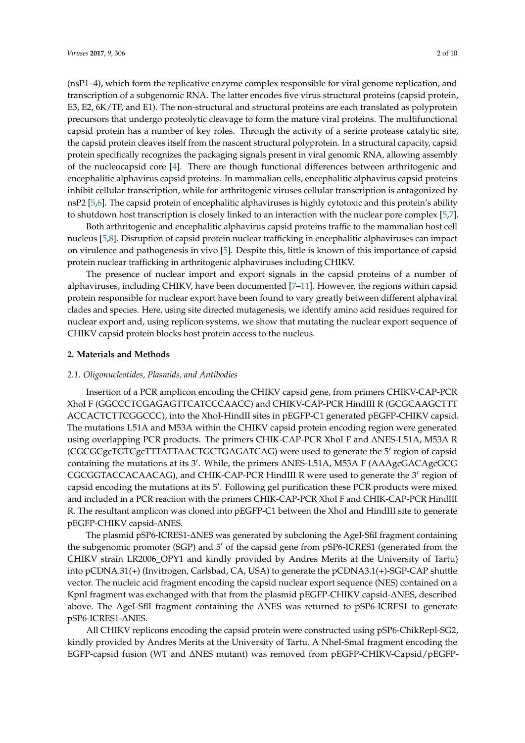(nsP1–4), which form the replicative enzyme complex responsible for viral genome replication, and transcription of a subgenomic RNA. The latter encodes five virus structural proteins (capsid protein, E3, E2, 6K/TF, and E1). The non-structural and structural proteins are each translated as polyprotein precursors that undergo proteolytic cleavage to form the mature viral proteins. The multifunctional capsid protein has a number of key roles. Through the activity of a serine protease catalytic site, the capsid protein cleaves itself from the nascent structural polyprotein. In a structural capacity, capsid protein specifically recognizes the packaging signals present in viral genomic RNA, allowing assembly of the nucleocapsid core [4]. There are though functional differences between arthritogenic and encephalitic alphavirus capsid proteins. In mammalian cells, encephalitic alphavirus capsid proteins inhibit cellular transcription, while for arthritogenic viruses cellular transcription is antagonized by nsP2 [5,6]. The capsid protein of encephalitic alphaviruses is highly cytotoxic and this protein's ability to shutdown host transcription is closely linked to an interaction with the nuclear pore complex [5,7].

Both arthritogenic and encephalitic alphavirus capsid proteins traffic to the mammalian host cell nucleus [5,8]. Disruption of capsid protein nuclear trafficking in encephalitic alphaviruses can impact on virulence and pathogenesis in vivo [5]. Despite this, little is known of this importance of capsid protein nuclear trafficking in arthritogenic alphaviruses including CHIKV.

The presence of nuclear import and export signals in the capsid proteins of a number of alphaviruses, including CHIKV, have been documented [7–11]. However, the regions within capsid protein responsible for nuclear export have been found to vary greatly between different alphaviral clades and species. Here, using site directed mutagenesis, we identify amino acid residues required for nuclear export and, using replicon systems, we show that mutating the nuclear export sequence of CHIKV capsid protein blocks host protein access to the nucleus.

## 2. Materials and Methods

### 2.1. Oligonucleotides, Plasmids, and Antibodies

Insertion of a PCR amplicon encoding the CHIKV capsid gene, from primers CHIKV-CAP-PCR XhoI F (GGCCCTCGAGAGTTCATCCCAACC) and CHIKV-CAP-PCR HindIII R (GCGCAAGCTTT ACCACTCTTCGGCCC), into the XhoI-HindII sites in pEGFP-C1 generated pEGFP-CHIKV capsid. The mutations L51A and M53A within the CHIKV capsid protein encoding region were generated using overlapping PCR products. The primers CHIK-CAP-PCR XhoI F and ΔNES-L51A, M53A R (CGCGCgcTGTCgcTTTATTAACTGCTGAGATCAG) were used to generate the 5′ region of capsid containing the mutations at its 3′. While, the primers ΔNES-L51A, M53A F (AAAgcGACAgcGCG CGCGGTACCACAACAG), and CHIK-CAP-PCR HindIII R were used to generate the 3′ region of capsid encoding the mutations at its 5′. Following gel purification these PCR products were mixed and included in a PCR reaction with the primers CHIK-CAP-PCR XhoI F and CHIK-CAP-PCR HindIII R. The resultant amplicon was cloned into pEGFP-C1 between the XhoI and HindIII site to generate pEGFP-CHIKV capsid-ΔNES.

The plasmid pSP6-ICRES1-ΔNES was generated by subcloning the AgeI-SfiI fragment containing the subgenomic promoter (SGP) and 5′ of the capsid gene from pSP6-ICRES1 (generated from the CHIKV strain LR2006_OPY1 and kindly provided by Andres Merits at the University of Tartu) into pCDNA.31(+) (Invitrogen, Carlsbad, CA, USA) to generate the pCDNA3.1(+)-SGP-CAP shuttle vector. The nucleic acid fragment encoding the capsid nuclear export sequence (NES) contained on a KpnI fragment was exchanged with that from the plasmid pEGFP-CHIKV capsid-ΔNES, described above. The AgeI-SfII fragment containing the ΔNES was returned to pSP6-ICRES1 to generate pSP6-ICRES1-ΔNES.

All CHIKV replicons encoding the capsid protein were constructed using pSP6-ChikRepl-SG2, kindly provided by Andres Merits at the University of Tartu. A NheI-SmaI fragment encoding the EGFP-capsid fusion (WT and ΔNES mutant) was removed from pEGFP-CHIKV-Capsid/pEGFP-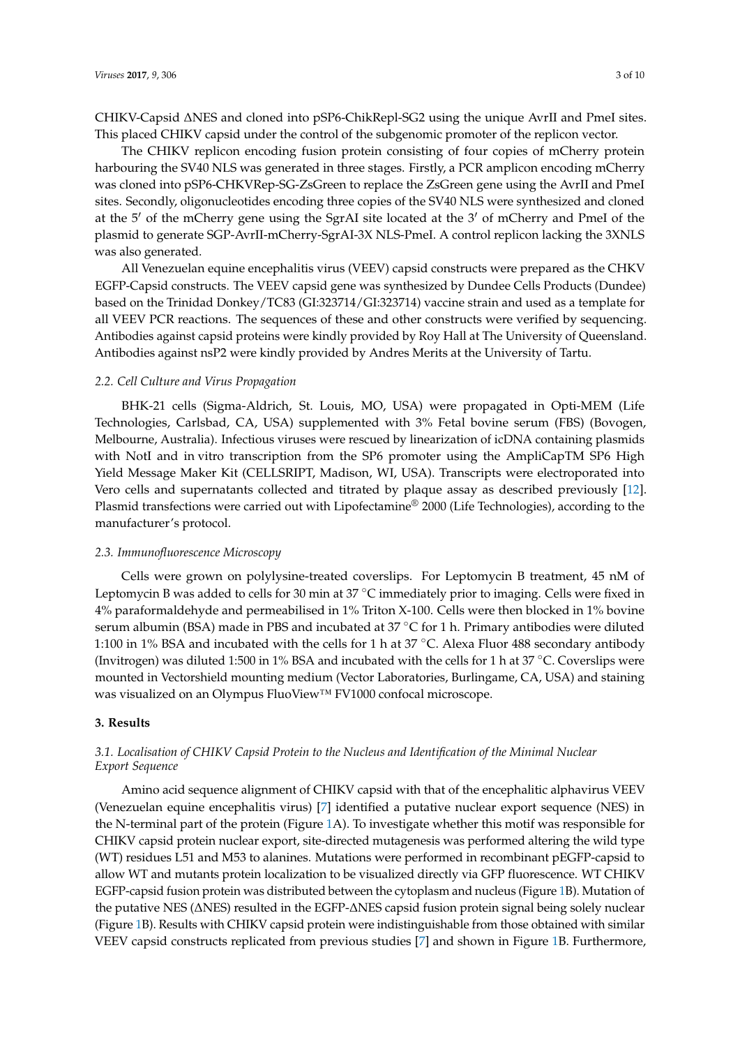CHIKV-Capsid ΔNES and cloned into pSP6-ChikRepl-SG2 using the unique AvrII and PmeI sites. This placed CHIKV capsid under the control of the subgenomic promoter of the replicon vector.

The CHIKV replicon encoding fusion protein consisting of four copies of mCherry protein harbouring the SV40 NLS was generated in three stages. Firstly, a PCR amplicon encoding mCherry was cloned into pSP6-CHKVRep-SG-ZsGreen to replace the ZsGreen gene using the AvrII and PmeI sites. Secondly, oligonucleotides encoding three copies of the SV40 NLS were synthesized and cloned at the 5′ of the mCherry gene using the SgrAI site located at the 3′ of mCherry and PmeI of the plasmid to generate SGP-AvrII-mCherry-SgrAI-3X NLS-PmeI. A control replicon lacking the 3XNLS was also generated.

All Venezuelan equine encephalitis virus (VEEV) capsid constructs were prepared as the CHKV EGFP-Capsid constructs. The VEEV capsid gene was synthesized by Dundee Cells Products (Dundee) based on the Trinidad Donkey/TC83 (GI:323714/GI:323714) vaccine strain and used as a template for all VEEV PCR reactions. The sequences of these and other constructs were verified by sequencing. Antibodies against capsid proteins were kindly provided by Roy Hall at The University of Queensland. Antibodies against nsP2 were kindly provided by Andres Merits at the University of Tartu.

### *2.2. Cell Culture and Virus Propagation*

BHK-21 cells (Sigma-Aldrich, St. Louis, MO, USA) were propagated in Opti-MEM (Life Technologies, Carlsbad, CA, USA) supplemented with 3% Fetal bovine serum (FBS) (Bovogen, Melbourne, Australia). Infectious viruses were rescued by linearization of icDNA containing plasmids with NotI and in vitro transcription from the SP6 promoter using the AmpliCapTM SP6 High Yield Message Maker Kit (CELLSRIPT, Madison, WI, USA). Transcripts were electroporated into Vero cells and supernatants collected and titrated by plaque assay as described previously [12]. Plasmid transfections were carried out with Lipofectamine® 2000 (Life Technologies), according to the manufacturer's protocol.

### *2.3. Immunofluorescence Microscopy*

Cells were grown on polylysine-treated coverslips. For Leptomycin B treatment, 45 nM of Leptomycin B was added to cells for 30 min at 37 °C immediately prior to imaging. Cells were fixed in 4% paraformaldehyde and permeabilised in 1% Triton X-100. Cells were then blocked in 1% bovine serum albumin (BSA) made in PBS and incubated at 37 °C for 1 h. Primary antibodies were diluted 1:100 in 1% BSA and incubated with the cells for 1 h at 37 °C. Alexa Fluor 488 secondary antibody (Invitrogen) was diluted 1:500 in 1% BSA and incubated with the cells for 1 h at 37 °C. Coverslips were mounted in Vectorshield mounting medium (Vector Laboratories, Burlingame, CA, USA) and staining was visualized on an Olympus FluoView™ FV1000 confocal microscope.

## **3. Results**

### *3.1. Localisation of CHIKV Capsid Protein to the Nucleus and Identification of the Minimal Nuclear Export Sequence*

Amino acid sequence alignment of CHIKV capsid with that of the encephalitic alphavirus VEEV (Venezuelan equine encephalitis virus) [7] identified a putative nuclear export sequence (NES) in the N-terminal part of the protein (Figure 1A). To investigate whether this motif was responsible for CHIKV capsid protein nuclear export, site-directed mutagenesis was performed altering the wild type (WT) residues L51 and M53 to alanines. Mutations were performed in recombinant pEGFP-capsid to allow WT and mutants protein localization to be visualized directly via GFP fluorescence. WT CHIKV EGFP-capsid fusion protein was distributed between the cytoplasm and nucleus (Figure 1B). Mutation of the putative NES (ΔNES) resulted in the EGFP-ΔNES capsid fusion protein signal being solely nuclear (Figure 1B). Results with CHIKV capsid protein were indistinguishable from those obtained with similar VEEV capsid constructs replicated from previous studies [7] and shown in Figure 1B. Furthermore,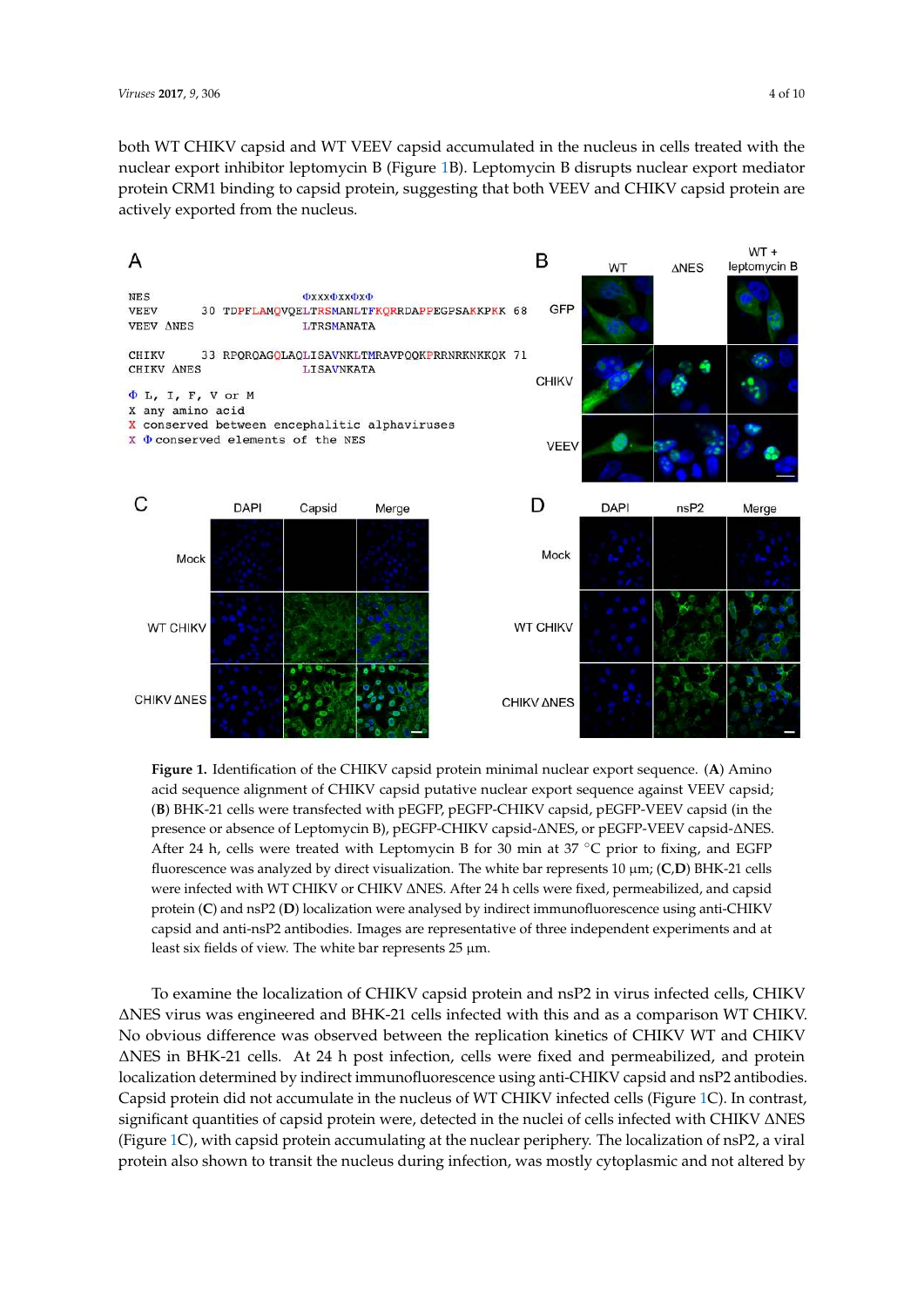both WT CHIKV capsid and WT VEEV capsid accumulated in the nucleus in cells treated with the nuclear export inhibitor leptomycin B (Figure 1B). Leptomycin B disrupts nuclear export mediator protein CRM1 binding to capsid protein, suggesting that both VEEV and CHIKV capsid protein are actively exported from the nucleus.

**Figure 1.** Identification of the CHIKV capsid protein minimal nuclear export sequence. (**A**) Amino acid sequence alignment of CHIKV capsid putative nuclear export sequence against VEEV capsid; (**B**) BHK-21 cells were transfected with pEGFP, pEGFP-CHIKV capsid, pEGFP-VEEV capsid (in the presence or absence of Leptomycin B), pEGFP-CHIKV capsid-ΔNES, or pEGFP-VEEV capsid-ΔNES. After 24 h, cells were treated with Leptomycin B for 30 min at 37 °C prior to fixing, and EGFP fluorescence was analyzed by direct visualization. The white bar represents 10 µm; (**C**,**D**) BHK-21 cells were infected with WT CHIKV or CHIKV ΔNES. After 24 h cells were fixed, permeabilized, and capsid protein (**C**) and nsP2 (**D**) localization were analysed by indirect immunofluorescence using anti-CHIKV capsid and anti-nsP2 antibodies. Images are representative of three independent experiments and at least six fields of view. The white bar represents 25 µm.

To examine the localization of CHIKV capsid protein and nsP2 in virus infected cells, CHIKV ΔNES virus was engineered and BHK-21 cells infected with this and as a comparison WT CHIKV. No obvious difference was observed between the replication kinetics of CHIKV WT and CHIKV ΔNES in BHK-21 cells. At 24 h post infection, cells were fixed and permeabilized, and protein localization determined by indirect immunofluorescence using anti-CHIKV capsid and nsP2 antibodies. Capsid protein did not accumulate in the nucleus of WT CHIKV infected cells (Figure 1C). In contrast, significant quantities of capsid protein were, detected in the nuclei of cells infected with CHIKV ΔNES (Figure 1C), with capsid protein accumulating at the nuclear periphery. The localization of nsP2, a viral protein also shown to transit the nucleus during infection, was mostly cytoplasmic and not altered by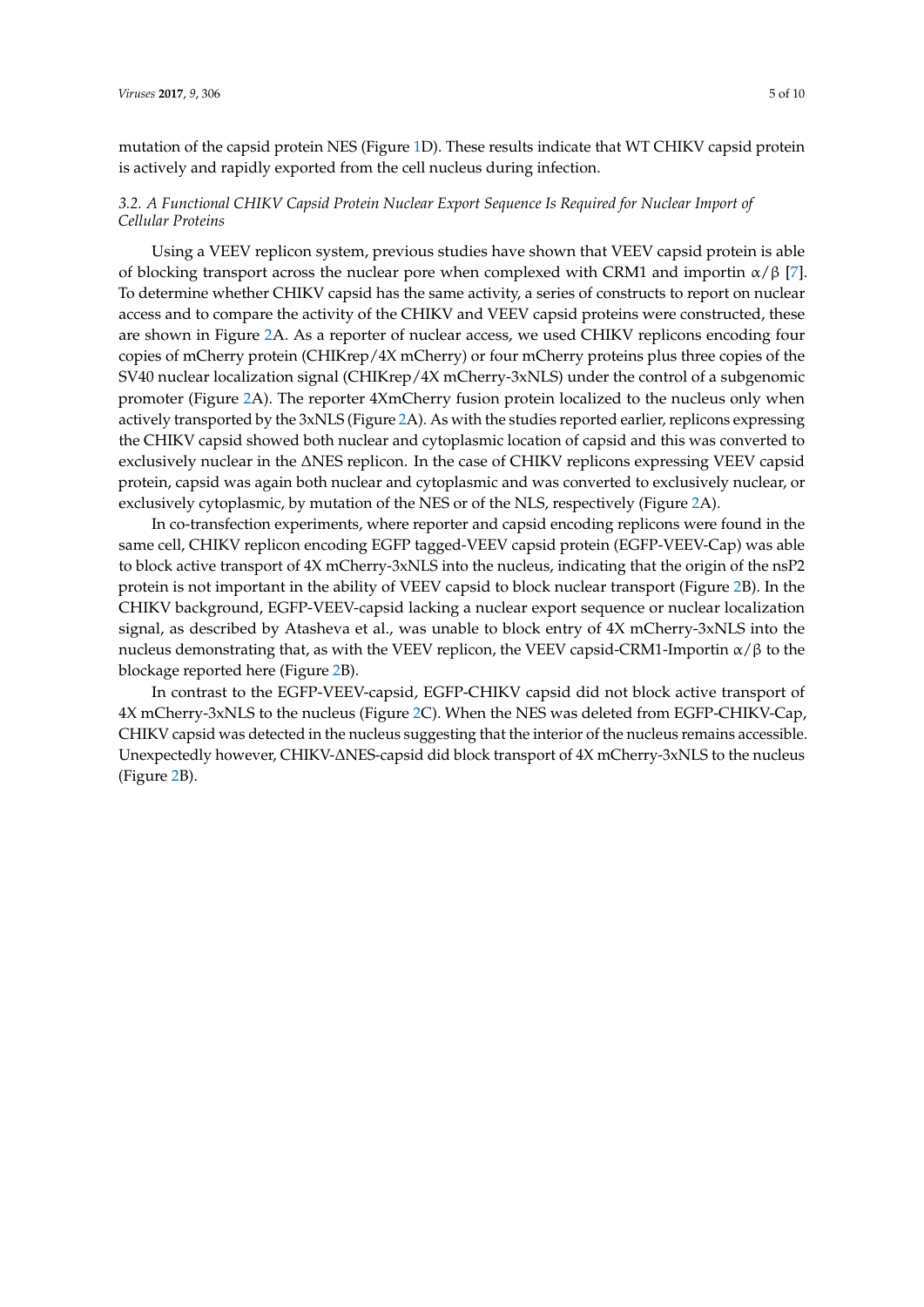mutation of the capsid protein NES (Figure 1D). These results indicate that WT CHIKV capsid protein is actively and rapidly exported from the cell nucleus during infection.

### *3.2. A Functional CHIKV Capsid Protein Nuclear Export Sequence Is Required for Nuclear Import of Cellular Proteins*

Using a VEEV replicon system, previous studies have shown that VEEV capsid protein is able of blocking transport across the nuclear pore when complexed with CRM1 and importin $\alpha/\beta$ [7]. To determine whether CHIKV capsid has the same activity, a series of constructs to report on nuclear access and to compare the activity of the CHIKV and VEEV capsid proteins were constructed, these are shown in Figure 2A. As a reporter of nuclear access, we used CHIKV replicons encoding four copies of mCherry protein (CHIKrep/4X mCherry) or four mCherry proteins plus three copies of the SV40 nuclear localization signal (CHIKrep/4X mCherry-3xNLS) under the control of a subgenomic promoter (Figure 2A). The reporter 4XmCherry fusion protein localized to the nucleus only when actively transported by the 3xNLS (Figure 2A). As with the studies reported earlier, replicons expressing the CHIKV capsid showed both nuclear and cytoplasmic location of capsid and this was converted to exclusively nuclear in the ΔNES replicon. In the case of CHIKV replicons expressing VEEV capsid protein, capsid was again both nuclear and cytoplasmic and was converted to exclusively nuclear, or exclusively cytoplasmic, by mutation of the NES or of the NLS, respectively (Figure 2A).

In co-transfection experiments, where reporter and capsid encoding replicons were found in the same cell, CHIKV replicon encoding EGFP tagged-VEEV capsid protein (EGFP-VEEV-Cap) was able to block active transport of 4X mCherry-3xNLS into the nucleus, indicating that the origin of the nsP2 protein is not important in the ability of VEEV capsid to block nuclear transport (Figure 2B). In the CHIKV background, EGFP-VEEV-capsid lacking a nuclear export sequence or nuclear localization signal, as described by Atasheva et al., was unable to block entry of 4X mCherry-3xNLS into the nucleus demonstrating that, as with the VEEV replicon, the VEEV capsid-CRM1-Importin $\alpha/\beta$ to the blockage reported here (Figure 2B).

In contrast to the EGFP-VEEV-capsid, EGFP-CHIKV capsid did not block active transport of 4X mCherry-3xNLS to the nucleus (Figure 2C). When the NES was deleted from EGFP-CHIKV-Cap, CHIKV capsid was detected in the nucleus suggesting that the interior of the nucleus remains accessible. Unexpectedly however, CHIKV-ΔNES-capsid did block transport of 4X mCherry-3xNLS to the nucleus (Figure 2B).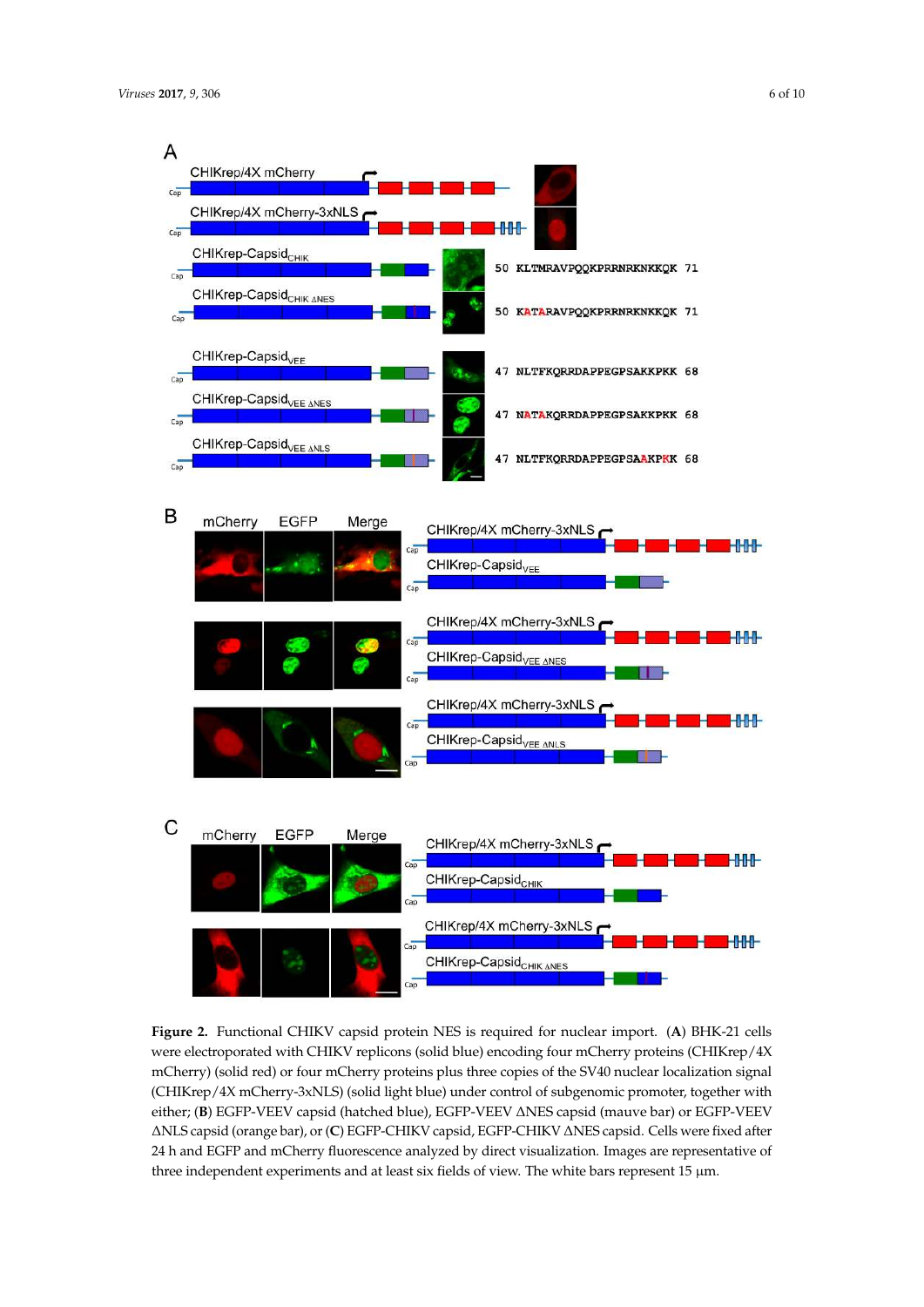**Figure 2.** Functional CHIKV capsid protein NES is required for nuclear import. (**A**) BHK-21 cells were electroporated with CHIKV replicons (solid blue) encoding four mCherry proteins (CHIKrep/4X mCherry) (solid red) or four mCherry proteins plus three copies of the SV40 nuclear localization signal (CHIKrep/4X mCherry-3xNLS) (solid light blue) under control of subgenomic promoter, together with either; (**B**) EGFP-VEEV capsid (hatched blue), EGFP-VEEV ΔNES capsid (mauve bar) or EGFP-VEEV ΔNLS capsid (orange bar), or (**C**) EGFP-CHIKV capsid, EGFP-CHIKV ΔNES capsid. Cells were fixed after 24 h and EGFP and mCherry fluorescence analyzed by direct visualization. Images are representative of three independent experiments and at least six fields of view. The white bars represent 15 μm.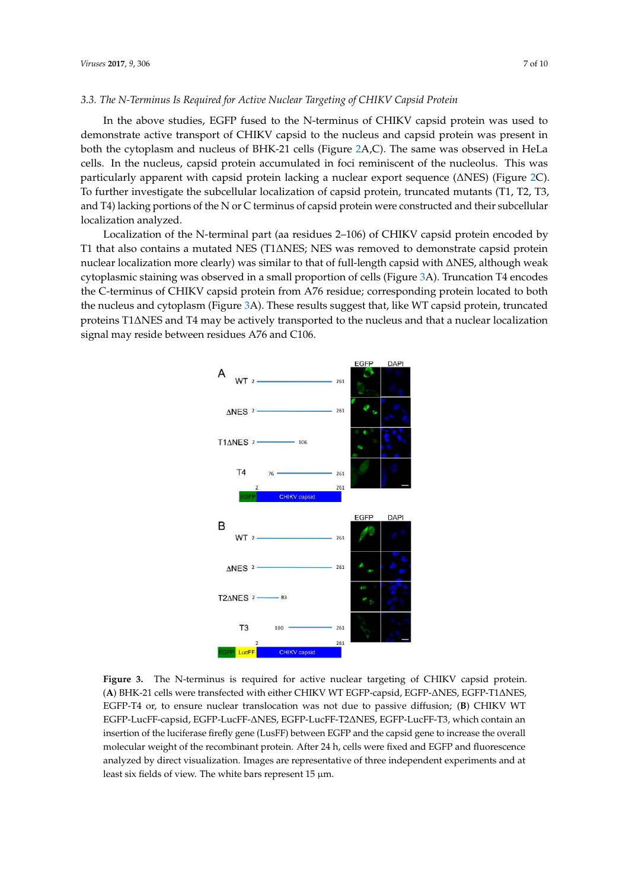### 3.3. The N-Terminus Is Required for Active Nuclear Targeting of CHIKV Capsid Protein

In the above studies, EGFP fused to the N-terminus of CHIKV capsid protein was used to demonstrate active transport of CHIKV capsid to the nucleus and capsid protein was present in both the cytoplasm and nucleus of BHK-21 cells (Figure 2A,C). The same was observed in HeLa cells. In the nucleus, capsid protein accumulated in foci reminiscent of the nucleolus. This was particularly apparent with capsid protein lacking a nuclear export sequence (ΔNES) (Figure 2C). To further investigate the subcellular localization of capsid protein, truncated mutants (T1, T2, T3, and T4) lacking portions of the N or C terminus of capsid protein were constructed and their subcellular localization analyzed.

Localization of the N-terminal part (aa residues 2–106) of CHIKV capsid protein encoded by T1 that also contains a mutated NES (T1ΔNES; NES was removed to demonstrate capsid protein nuclear localization more clearly) was similar to that of full-length capsid with ΔNES, although weak cytoplasmic staining was observed in a small proportion of cells (Figure 3A). Truncation T4 encodes the C-terminus of CHIKV capsid protein from A76 residue; corresponding protein located to both the nucleus and cytoplasm (Figure 3A). These results suggest that, like WT capsid protein, truncated proteins T1ΔNES and T4 may be actively transported to the nucleus and that a nuclear localization signal may reside between residues A76 and C106.

**Figure 3.** The N-terminus is required for active nuclear targeting of CHIKV capsid protein. (**A**) BHK-21 cells were transfected with either CHIKV WT EGFP-capsid, EGFP-ΔNES, EGFP-T1ΔNES, EGFP-T4 or, to ensure nuclear translocation was not due to passive diffusion; (**B**) CHIKV WT EGFP-LucFF-capsid, EGFP-LucFF-ΔNES, EGFP-LucFF-T2ΔNES, EGFP-LucFF-T3, which contain an insertion of the luciferase firefly gene (LusFF) between EGFP and the capsid gene to increase the overall molecular weight of the recombinant protein. After 24 h, cells were fixed and EGFP and fluorescence analyzed by direct visualization. Images are representative of three independent experiments and at least six fields of view. The white bars represent 15 µm.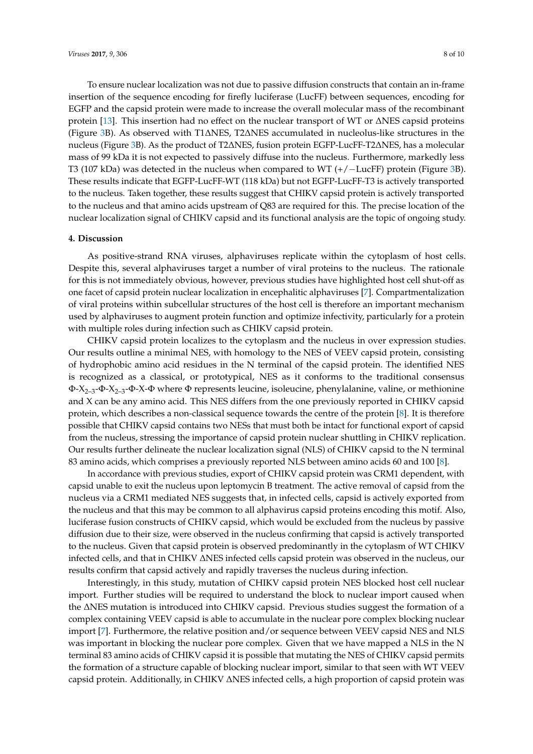To ensure nuclear localization was not due to passive diffusion constructs that contain an in-frame insertion of the sequence encoding for firefly luciferase (LucFF) between sequences, encoding for EGFP and the capsid protein were made to increase the overall molecular mass of the recombinant protein [13]. This insertion had no effect on the nuclear transport of WT or ΔNES capsid proteins (Figure 3B). As observed with T1ΔNES, T2ΔNES accumulated in nucleolus-like structures in the nucleus (Figure 3B). As the product of T2ΔNES, fusion protein EGFP-LucFF-T2ΔNES, has a molecular mass of 99 kDa it is not expected to passively diffuse into the nucleus. Furthermore, markedly less T3 (107 kDa) was detected in the nucleus when compared to WT (+/−LucFF) protein (Figure 3B). These results indicate that EGFP-LucFF-WT (118 kDa) but not EGFP-LucFF-T3 is actively transported to the nucleus. Taken together, these results suggest that CHIKV capsid protein is actively transported to the nucleus and that amino acids upstream of Q83 are required for this. The precise location of the nuclear localization signal of CHIKV capsid and its functional analysis are the topic of ongoing study.

## 4. Discussion

As positive-strand RNA viruses, alphaviruses replicate within the cytoplasm of host cells. Despite this, several alphaviruses target a number of viral proteins to the nucleus. The rationale for this is not immediately obvious, however, previous studies have highlighted host cell shut-off as one facet of capsid protein nuclear localization in encephalitic alphaviruses [7]. Compartmentalization of viral proteins within subcellular structures of the host cell is therefore an important mechanism used by alphaviruses to augment protein function and optimize infectivity, particularly for a protein with multiple roles during infection such as CHIKV capsid protein.

CHIKV capsid protein localizes to the cytoplasm and the nucleus in over expression studies. Our results outline a minimal NES, with homology to the NES of VEEV capsid protein, consisting of hydrophobic amino acid residues in the N terminal of the capsid protein. The identified NES is recognized as a classical, or prototypical, NES as it conforms to the traditional consensus $\Phi$-$X_{2-3}$-$\Phi$-$X_{2-3}$-$\Phi$-X-$\Phi$ where $\Phi$ represents leucine, isoleucine, phenylalanine, valine, or methionine and X can be any amino acid. This NES differs from the one previously reported in CHIKV capsid protein, which describes a non-classical sequence towards the centre of the protein [8]. It is therefore possible that CHIKV capsid contains two NESs that must both be intact for functional export of capsid from the nucleus, stressing the importance of capsid protein nuclear shuttling in CHIKV replication. Our results further delineate the nuclear localization signal (NLS) of CHIKV capsid to the N terminal 83 amino acids, which comprises a previously reported NLS between amino acids 60 and 100 [8].

In accordance with previous studies, export of CHIKV capsid protein was CRM1 dependent, with capsid unable to exit the nucleus upon leptomycin B treatment. The active removal of capsid from the nucleus via a CRM1 mediated NES suggests that, in infected cells, capsid is actively exported from the nucleus and that this may be common to all alphavirus capsid proteins encoding this motif. Also, luciferase fusion constructs of CHIKV capsid, which would be excluded from the nucleus by passive diffusion due to their size, were observed in the nucleus confirming that capsid is actively transported to the nucleus. Given that capsid protein is observed predominantly in the cytoplasm of WT CHIKV infected cells, and that in CHIKV ΔNES infected cells capsid protein was observed in the nucleus, our results confirm that capsid actively and rapidly traverses the nucleus during infection.

Interestingly, in this study, mutation of CHIKV capsid protein NES blocked host cell nuclear import. Further studies will be required to understand the block to nuclear import caused when the ΔNES mutation is introduced into CHIKV capsid. Previous studies suggest the formation of a complex containing VEEV capsid is able to accumulate in the nuclear pore complex blocking nuclear import [7]. Furthermore, the relative position and/or sequence between VEEV capsid NES and NLS was important in blocking the nuclear pore complex. Given that we have mapped a NLS in the N terminal 83 amino acids of CHIKV capsid it is possible that mutating the NES of CHIKV capsid permits the formation of a structure capable of blocking nuclear import, similar to that seen with WT VEEV capsid protein. Additionally, in CHIKV ΔNES infected cells, a high proportion of capsid protein was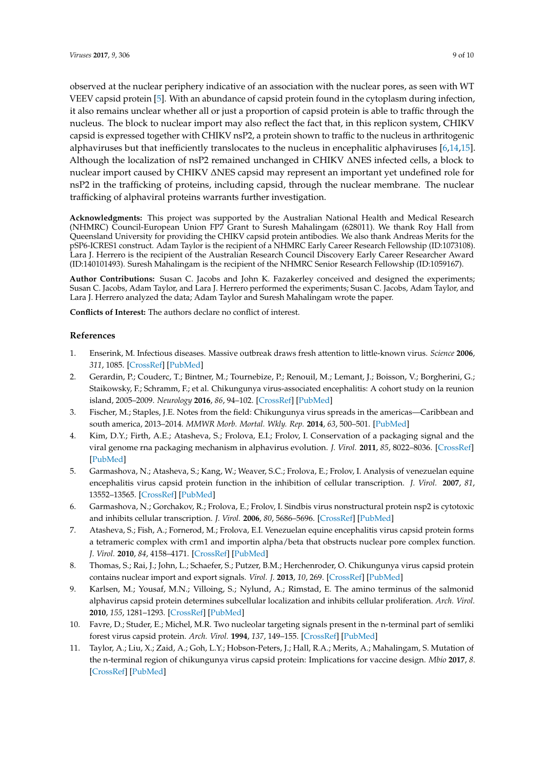observed at the nuclear periphery indicative of an association with the nuclear pores, as seen with WT VEEV capsid protein [5]. With an abundance of capsid protein found in the cytoplasm during infection, it also remains unclear whether all or just a proportion of capsid protein is able to traffic through the nucleus. The block to nuclear import may also reflect the fact that, in this replicon system, CHIKV capsid is expressed together with CHIKV nsP2, a protein shown to traffic to the nucleus in arthritogenic alphaviruses but that inefficiently translocates to the nucleus in encephalitic alphaviruses [6,14,15]. Although the localization of nsP2 remained unchanged in CHIKV ΔNES infected cells, a block to nuclear import caused by CHIKV ΔNES capsid may represent an important yet undefined role for nsP2 in the trafficking of proteins, including capsid, through the nuclear membrane. The nuclear trafficking of alphaviral proteins warrants further investigation.

**Acknowledgments:** This project was supported by the Australian National Health and Medical Research (NHMRC) Council-European Union FP7 Grant to Suresh Mahalingam (628011). We thank Roy Hall from Queensland University for providing the CHIKV capsid protein antibodies. We also thank Andreas Merits for the pSP6-ICRES1 construct. Adam Taylor is the recipient of a NHMRC Early Career Research Fellowship (ID:1073108). Lara J. Herrero is the recipient of the Australian Research Council Discovery Early Career Researcher Award (ID:140101493). Suresh Mahalingam is the recipient of the NHMRC Senior Research Fellowship (ID:1059167).

**Author Contributions:** Susan C. Jacobs and John K. Fazakerley conceived and designed the experiments; Susan C. Jacobs, Adam Taylor, and Lara J. Herrero performed the experiments; Susan C. Jacobs, Adam Taylor, and Lara J. Herrero analyzed the data; Adam Taylor and Suresh Mahalingam wrote the paper.

**Conflicts of Interest:** The authors declare no conflict of interest.

## References

1. Enserink, M. Infectious diseases. Massive outbreak draws fresh attention to little-known virus. *Science* **2006**, *311*, 1085. [CrossRef] [PubMed]
2. Gerardin, P.; Couderc, T.; Bintner, M.; Tournebize, P.; Renouil, M.; Lemant, J.; Boisson, V.; Borgherini, G.; Staikowsky, F.; Schramm, F.; et al. Chikungunya virus-associated encephalitis: A cohort study on la reunion island, 2005–2009. *Neurology* **2016**, *86*, 94–102. [CrossRef] [PubMed]
3. Fischer, M.; Staples, J.E. Notes from the field: Chikungunya virus spreads in the americas—Caribbean and south america, 2013–2014. *MMWR Morb. Mortal. Wkly. Rep.* **2014**, *63*, 500–501. [PubMed]
4. Kim, D.Y.; Firth, A.E.; Atasheva, S.; Frolova, E.I.; Frolov, I. Conservation of a packaging signal and the viral genome rna packaging mechanism in alphavirus evolution. *J. Virol.* **2011**, *85*, 8022–8036. [CrossRef] [PubMed]
5. Garmashova, N.; Atasheva, S.; Kang, W.; Weaver, S.C.; Frolova, E.; Frolov, I. Analysis of venezuelan equine encephalitis virus capsid protein function in the inhibition of cellular transcription. *J. Virol.* **2007**, *81*, 13552–13565. [CrossRef] [PubMed]
6. Garmashova, N.; Gorchakov, R.; Frolova, E.; Frolov, I. Sindbis virus nonstructural protein nsp2 is cytotoxic and inhibits cellular transcription. *J. Virol.* **2006**, *80*, 5686–5696. [CrossRef] [PubMed]
7. Atasheva, S.; Fish, A.; Fornerod, M.; Frolova, E.I. Venezuelan equine encephalitis virus capsid protein forms a tetrameric complex with crm1 and importin alpha/beta that obstructs nuclear pore complex function. *J. Virol.* **2010**, *84*, 4158–4171. [CrossRef] [PubMed]
8. Thomas, S.; Rai, J.; John, L.; Schaefer, S.; Putzer, B.M.; Herchenroder, O. Chikungunya virus capsid protein contains nuclear import and export signals. *Virol. J.* **2013**, *10*, 269. [CrossRef] [PubMed]
9. Karlsen, M.; Yousaf, M.N.; Villoing, S.; Nylund, A.; Rimstad, E. The amino terminus of the salmonid alphavirus capsid protein determines subcellular localization and inhibits cellular proliferation. *Arch. Virol.* **2010**, *155*, 1281–1293. [CrossRef] [PubMed]
10. Favre, D.; Studer, E.; Michel, M.R. Two nucleolar targeting signals present in the n-terminal part of semliki forest virus capsid protein. *Arch. Virol.* **1994**, *137*, 149–155. [CrossRef] [PubMed]
11. Taylor, A.; Liu, X.; Zaid, A.; Goh, L.Y.; Hobson-Peters, J.; Hall, R.A.; Merits, A.; Mahalingam, S. Mutation of the n-terminal region of chikungunya virus capsid protein: Implications for vaccine design. *Mbio* **2017**, *8*. [CrossRef] [PubMed]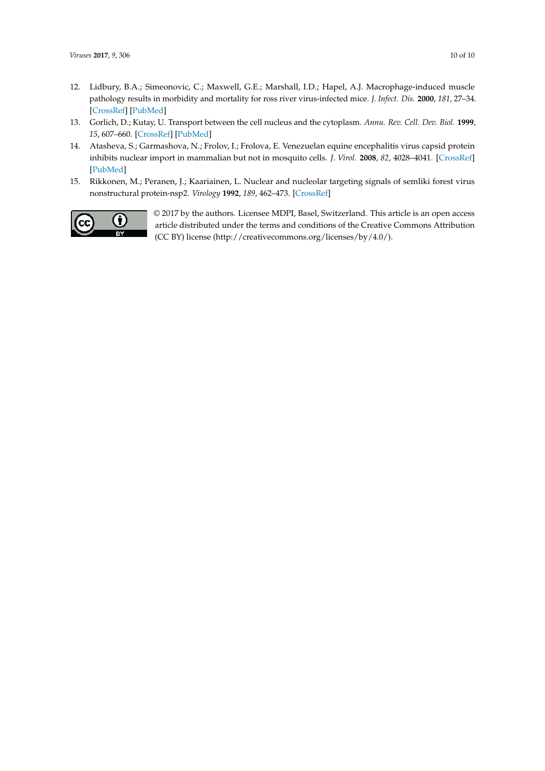12. Lidbury, B.A.; Simeonovic, C.; Maxwell, G.E.; Marshall, I.D.; Hapel, A.J. Macrophage-induced muscle pathology results in morbidity and mortality for ross river virus-infected mice. *J. Infect. Dis.* **2000**, *181*, 27–34. [CrossRef] [PubMed]
13. Gorlich, D.; Kutay, U. Transport between the cell nucleus and the cytoplasm. *Annu. Rev. Cell. Dev. Biol.* **1999**, *15*, 607–660. [CrossRef] [PubMed]
14. Atasheva, S.; Garmashova, N.; Frolov, I.; Frolova, E. Venezuelan equine encephalitis virus capsid protein inhibits nuclear import in mammalian but not in mosquito cells. *J. Virol.* **2008**, *82*, 4028–4041. [CrossRef] [PubMed]
15. Rikkonen, M.; Peranen, J.; Kaariainen, L. Nuclear and nucleolar targeting signals of semliki forest virus nonstructural protein-nsp2. *Virology* **1992**, *189*, 462–473. [CrossRef]

© 2017 by the authors. Licensee MDPI, Basel, Switzerland. This article is an open access article distributed under the terms and conditions of the Creative Commons Attribution (CC BY) license (http://creativecommons.org/licenses/by/4.0/).